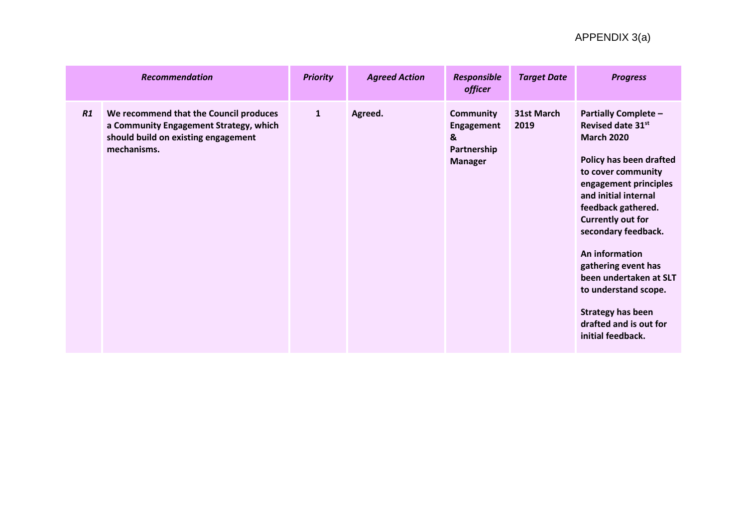APPENDIX 3(a)

| *Recommendation* | | *Priority* | *Agreed Action* | *Responsible officer* | *Target Date* | *Progress* |
|---|---|---|---|---|---|---|
| *R1* | **We recommend that the Council produces a Community Engagement Strategy, which should build on existing engagement mechanisms.** | **1** | **Agreed.** | **Community Engagement & Partnership Manager** | **31st March 2019** | **Partially Complete – Revised date 31st March 2020**<br><br>**Policy has been drafted to cover community engagement principles and initial internal feedback gathered. Currently out for secondary feedback.**<br><br>**An information gathering event has been undertaken at SLT to understand scope.**<br><br>**Strategy has been drafted and is out for initial feedback.** |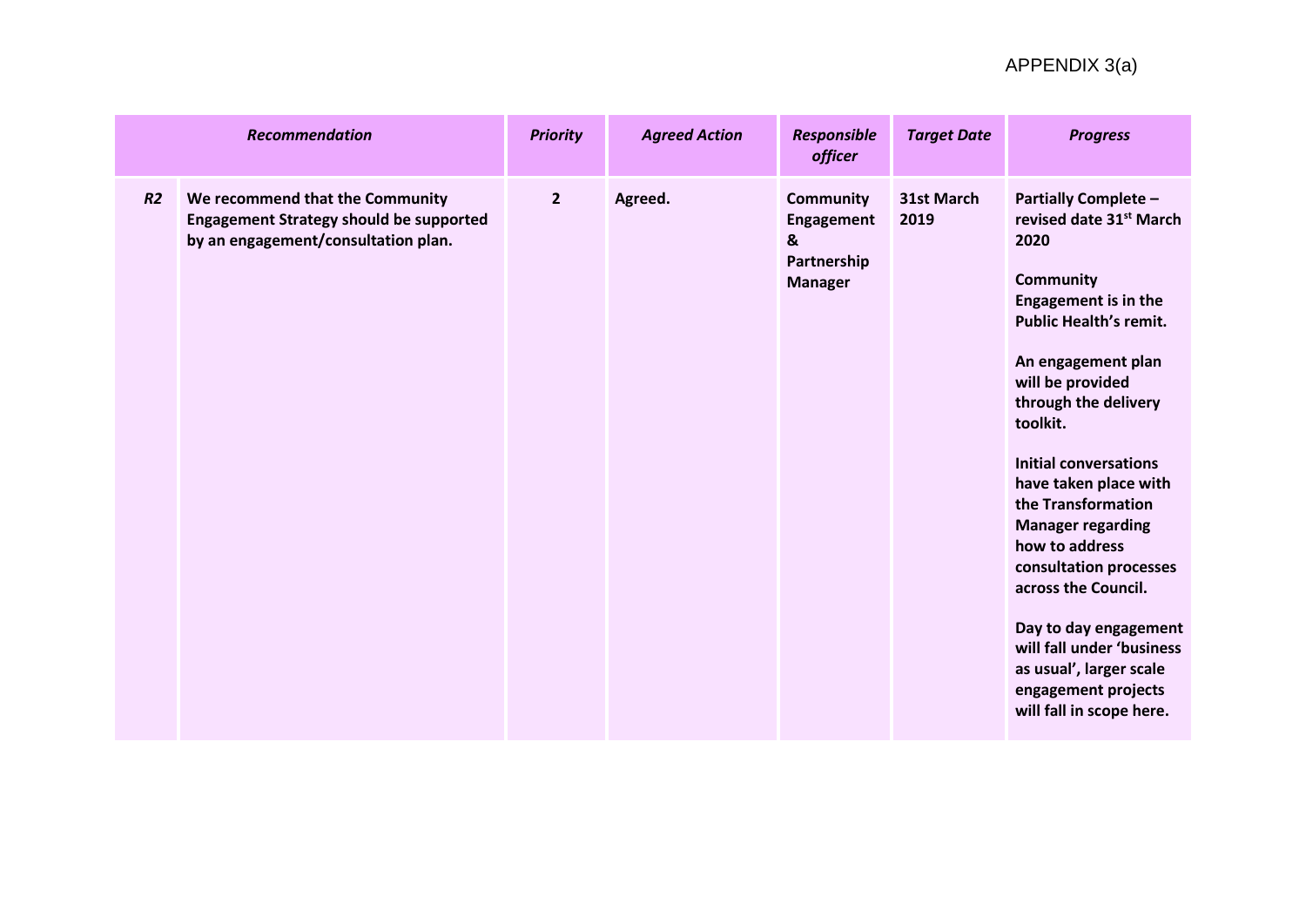APPENDIX 3(a)

| Recommendation | | Priority | Agreed Action | Responsible officer | Target Date | Progress |
|---|---|---|---|---|---|---|
| *R2* | **We recommend that the Community Engagement Strategy should be supported by an engagement/consultation plan.** | **2** | **Agreed.** | **Community Engagement & Partnership Manager** | **31st March 2019** | **Partially Complete – revised date 31st March 2020**<br><br>**Community Engagement is in the Public Health's remit.**<br><br>**An engagement plan will be provided through the delivery toolkit.**<br><br>**Initial conversations have taken place with the Transformation Manager regarding how to address consultation processes across the Council.**<br><br>**Day to day engagement will fall under 'business as usual', larger scale engagement projects will fall in scope here.** |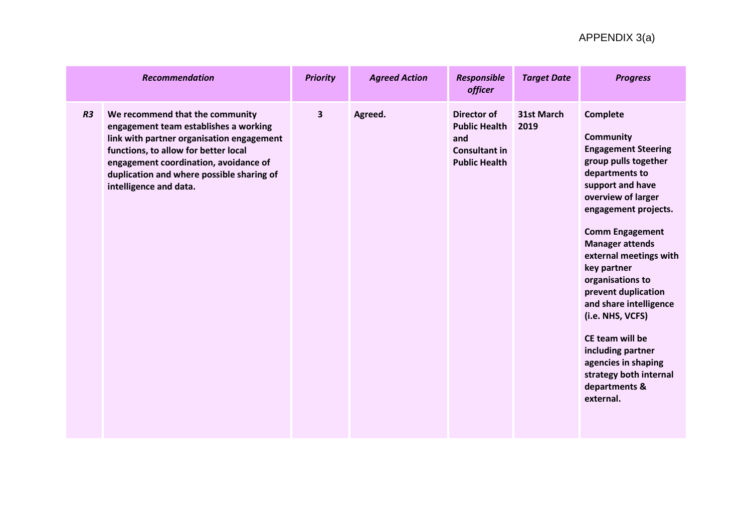APPENDIX 3(a)

| | *Recommendation* | *Priority* | *Agreed Action* | *Responsible officer* | *Target Date* | *Progress* |
|---|---|---|---|---|---|---|
| *R3* | **We recommend that the community engagement team establishes a working link with partner organisation engagement functions, to allow for better local engagement coordination, avoidance of duplication and where possible sharing of intelligence and data.** | **3** | **Agreed.** | **Director of Public Health and Consultant in Public Health** | **31st March 2019** | **Complete**<br><br>**Community Engagement Steering group pulls together departments to support and have overview of larger engagement projects.**<br><br>**Comm Engagement Manager attends external meetings with key partner organisations to prevent duplication and share intelligence (i.e. NHS, VCFS)**<br><br>**CE team will be including partner agencies in shaping strategy both internal departments & external.** |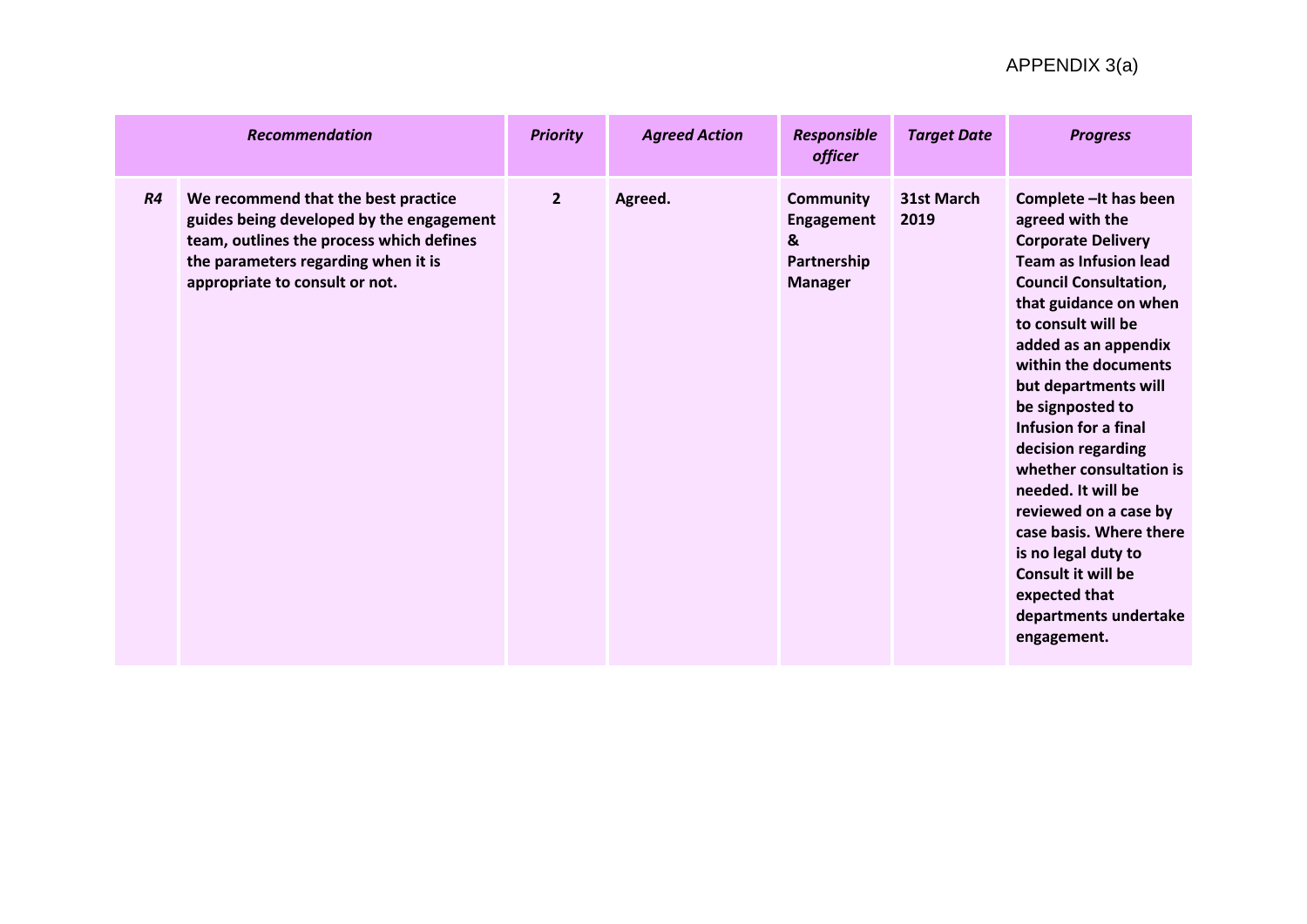APPENDIX 3(a)

| Recommendation | | Priority | Agreed Action | Responsible officer | Target Date | Progress |
|---|---|---|---|---|---|---|
| *R4* | **We recommend that the best practice guides being developed by the engagement team, outlines the process which defines the parameters regarding when it is appropriate to consult or not.** | **2** | **Agreed.** | **Community Engagement & Partnership Manager** | **31st March 2019** | **Complete –It has been agreed with the Corporate Delivery Team as Infusion lead Council Consultation, that guidance on when to consult will be added as an appendix within the documents but departments will be signposted to Infusion for a final decision regarding whether consultation is needed. It will be reviewed on a case by case basis. Where there is no legal duty to Consult it will be expected that departments undertake engagement.** |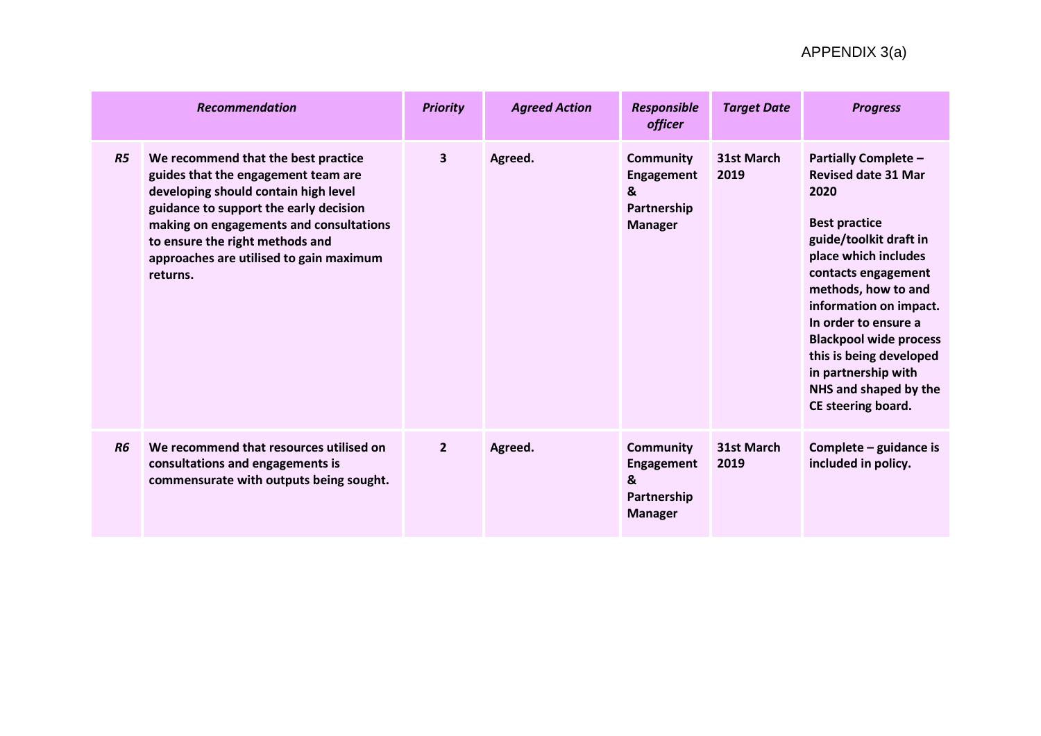APPENDIX 3(a)

| Recommendation | | Priority | Agreed Action | Responsible officer | Target Date | Progress |
|---|---|---|---|---|---|---|
| *R5* | **We recommend that the best practice guides that the engagement team are developing should contain high level guidance to support the early decision making on engagements and consultations to ensure the right methods and approaches are utilised to gain maximum returns.** | **3** | **Agreed.** | **Community Engagement & Partnership Manager** | **31st March 2019** | **Partially Complete – Revised date 31 Mar 2020**<br><br>**Best practice guide/toolkit draft in place which includes contacts engagement methods, how to and information on impact. In order to ensure a Blackpool wide process this is being developed in partnership with NHS and shaped by the CE steering board.** |
| *R6* | **We recommend that resources utilised on consultations and engagements is commensurate with outputs being sought.** | **2** | **Agreed.** | **Community Engagement & Partnership Manager** | **31st March 2019** | **Complete – guidance is included in policy.** |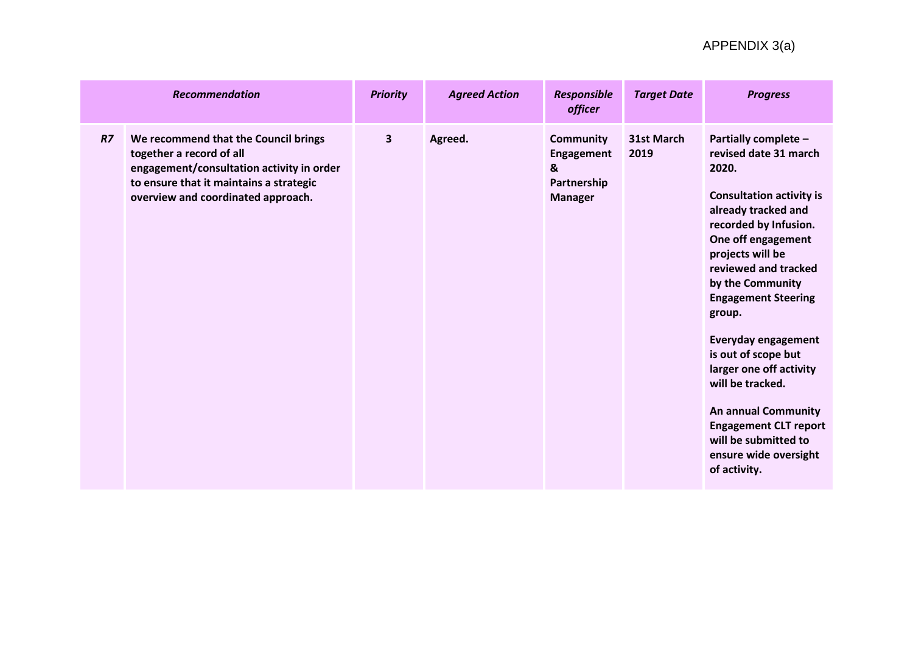APPENDIX 3(a)

| Recommendation | | Priority | Agreed Action | Responsible officer | Target Date | Progress |
|---|---|---|---|---|---|---|
| R7 | We recommend that the Council brings together a record of all engagement/consultation activity in order to ensure that it maintains a strategic overview and coordinated approach. | 3 | Agreed. | Community Engagement & Partnership Manager | 31st March 2019 | Partially complete – revised date 31 march 2020.<br><br>Consultation activity is already tracked and recorded by Infusion. One off engagement projects will be reviewed and tracked by the Community Engagement Steering group.<br><br>Everyday engagement is out of scope but larger one off activity will be tracked.<br><br>An annual Community Engagement CLT report will be submitted to ensure wide oversight of activity. |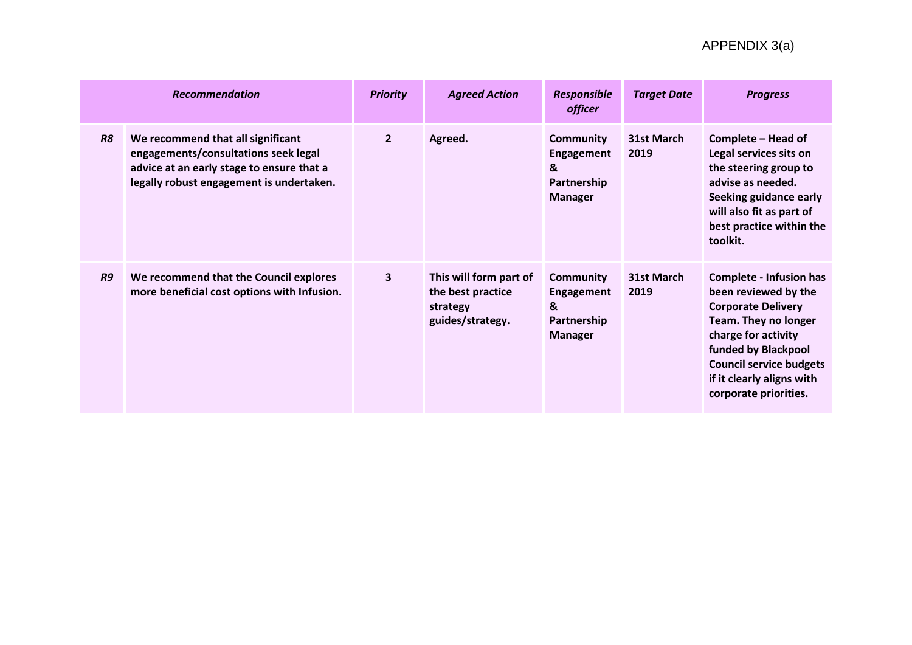APPENDIX 3(a)

| *Recommendation* | | *Priority* | *Agreed Action* | *Responsible officer* | *Target Date* | *Progress* |
|---|---|---|---|---|---|---|
| ***R8*** | **We recommend that all significant engagements/consultations seek legal advice at an early stage to ensure that a legally robust engagement is undertaken.** | **2** | **Agreed.** | **Community Engagement & Partnership Manager** | **31st March 2019** | **Complete – Head of Legal services sits on the steering group to advise as needed. Seeking guidance early will also fit as part of best practice within the toolkit.** |
| ***R9*** | **We recommend that the Council explores more beneficial cost options with Infusion.** | **3** | **This will form part of the best practice strategy guides/strategy.** | **Community Engagement & Partnership Manager** | **31st March 2019** | **Complete - Infusion has been reviewed by the Corporate Delivery Team. They no longer charge for activity funded by Blackpool Council service budgets if it clearly aligns with corporate priorities.** |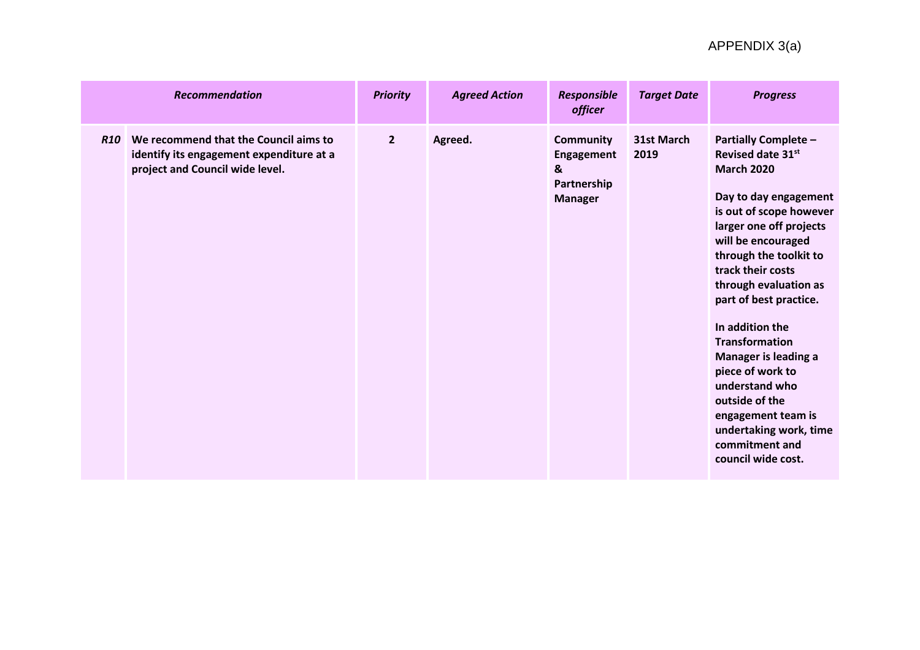APPENDIX 3(a)

| | Recommendation | Priority | Agreed Action | Responsible officer | Target Date | Progress |
|---|---|---|---|---|---|---|
| *R10* | **We recommend that the Council aims to identify its engagement expenditure at a project and Council wide level.** | **2** | **Agreed.** | **Community Engagement & Partnership Manager** | **31st March 2019** | **Partially Complete – Revised date 31st March 2020**<br><br>**Day to day engagement is out of scope however larger one off projects will be encouraged through the toolkit to track their costs through evaluation as part of best practice.**<br><br>**In addition the Transformation Manager is leading a piece of work to understand who outside of the engagement team is undertaking work, time commitment and council wide cost.** |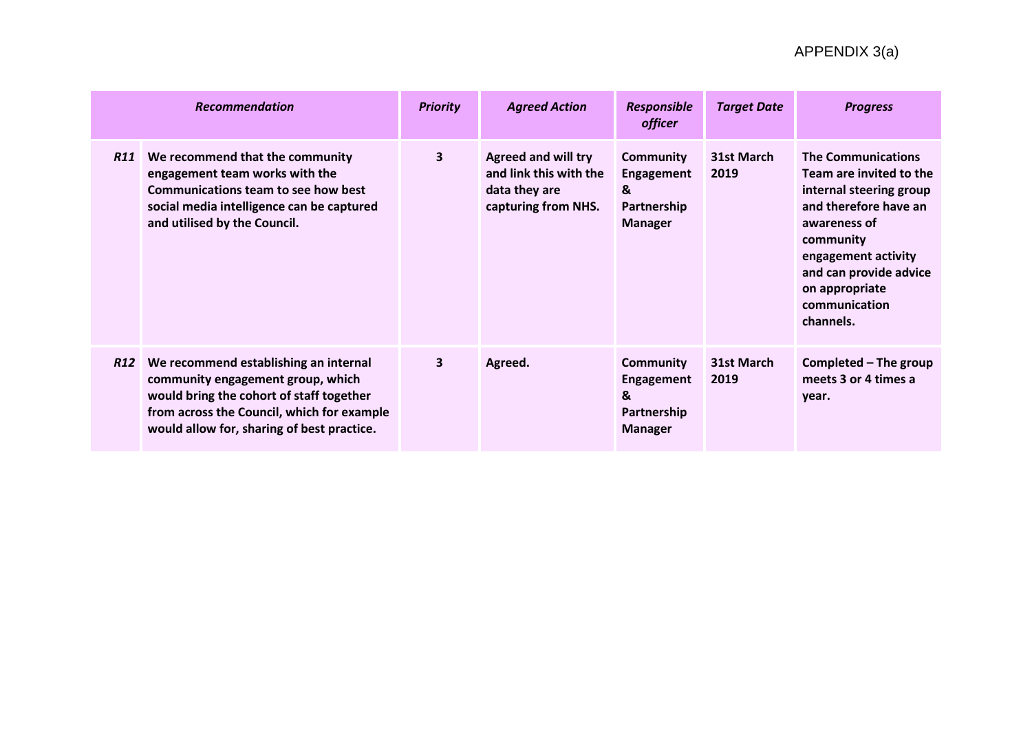APPENDIX 3(a)

| Recommendation | | Priority | Agreed Action | Responsible officer | Target Date | Progress |
|---|---|---|---|---|---|---|
| R11 | We recommend that the community engagement team works with the Communications team to see how best social media intelligence can be captured and utilised by the Council. | 3 | Agreed and will try and link this with the data they are capturing from NHS. | Community Engagement & Partnership Manager | 31st March 2019 | The Communications Team are invited to the internal steering group and therefore have an awareness of community engagement activity and can provide advice on appropriate communication channels. |
| R12 | We recommend establishing an internal community engagement group, which would bring the cohort of staff together from across the Council, which for example would allow for, sharing of best practice. | 3 | Agreed. | Community Engagement & Partnership Manager | 31st March 2019 | Completed – The group meets 3 or 4 times a year. |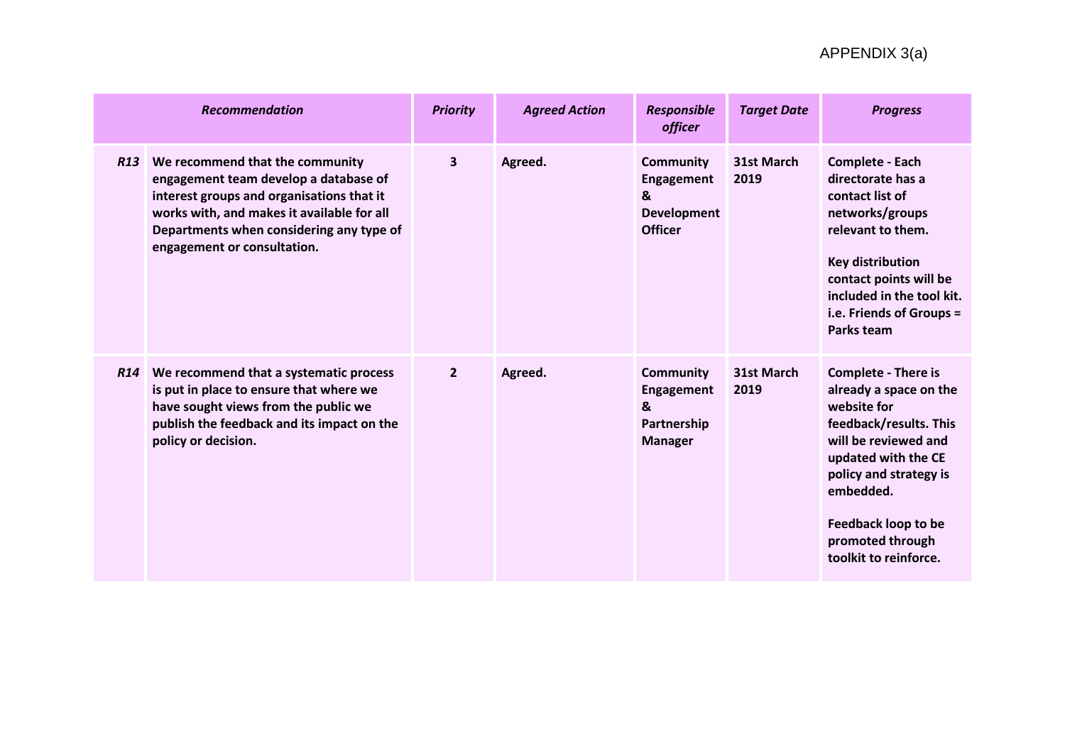APPENDIX 3(a)

| Recommendation | | Priority | Agreed Action | Responsible officer | Target Date | Progress |
|---|---|---|---|---|---|---|
| *R13* | **We recommend that the community engagement team develop a database of interest groups and organisations that it works with, and makes it available for all Departments when considering any type of engagement or consultation.** | **3** | **Agreed.** | **Community Engagement & Development Officer** | **31st March 2019** | **Complete - Each directorate has a contact list of networks/groups relevant to them.**<br><br>**Key distribution contact points will be included in the tool kit. i.e. Friends of Groups = Parks team** |
| *R14* | **We recommend that a systematic process is put in place to ensure that where we have sought views from the public we publish the feedback and its impact on the policy or decision.** | **2** | **Agreed.** | **Community Engagement & Partnership Manager** | **31st March 2019** | **Complete - There is already a space on the website for feedback/results. This will be reviewed and updated with the CE policy and strategy is embedded.**<br><br>**Feedback loop to be promoted through toolkit to reinforce.** |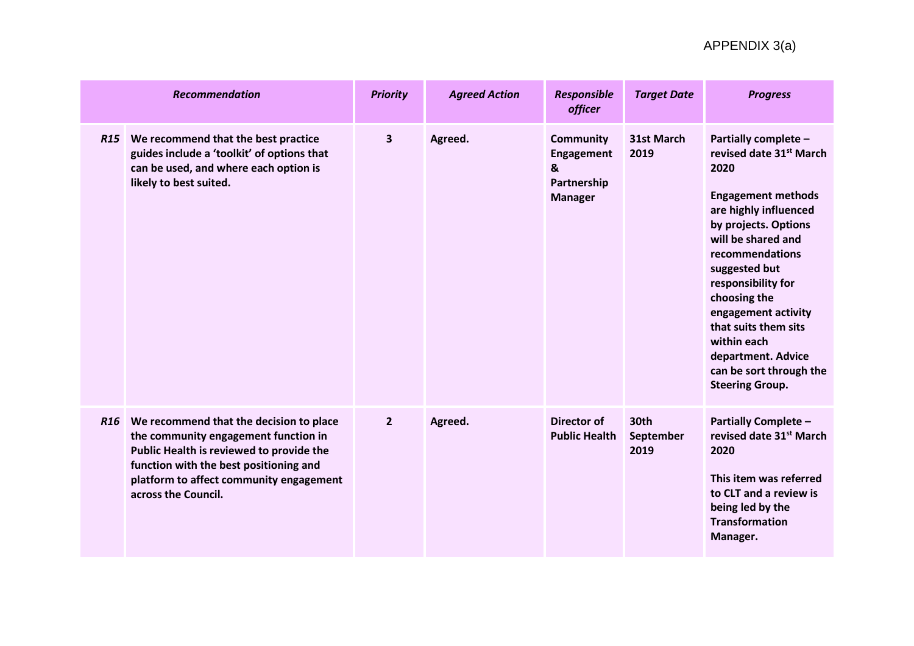APPENDIX 3(a)

| | Recommendation | Priority | Agreed Action | Responsible officer | Target Date | Progress |
|---|---|---|---|---|---|---|
| R15 | We recommend that the best practice guides include a 'toolkit' of options that can be used, and where each option is likely to best suited. | 3 | Agreed. | Community Engagement & Partnership Manager | 31st March 2019 | Partially complete – revised date 31st March 2020<br><br>Engagement methods are highly influenced by projects. Options will be shared and recommendations suggested but responsibility for choosing the engagement activity that suits them sits within each department. Advice can be sort through the Steering Group. |
| R16 | We recommend that the decision to place the community engagement function in Public Health is reviewed to provide the function with the best positioning and platform to affect community engagement across the Council. | 2 | Agreed. | Director of Public Health | 30th September 2019 | Partially Complete – revised date 31st March 2020<br><br>This item was referred to CLT and a review is being led by the Transformation Manager. |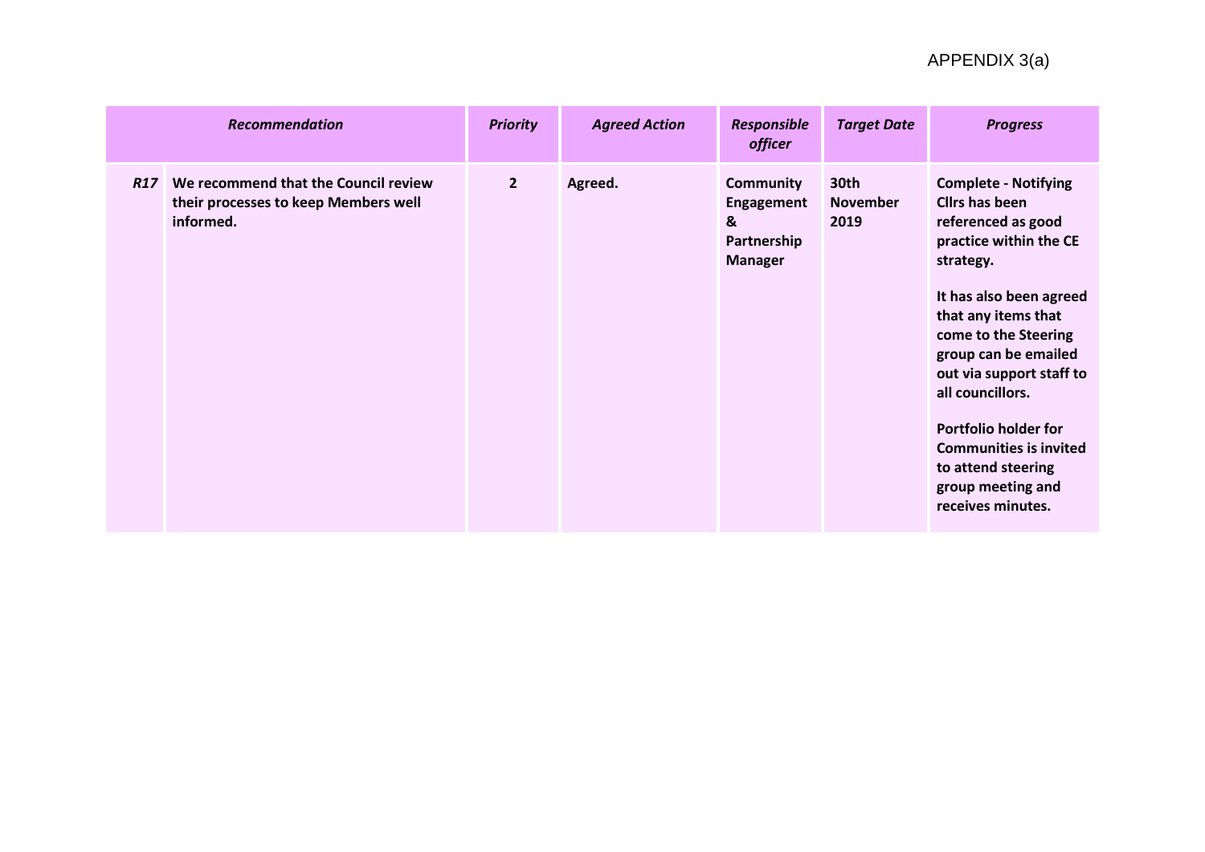APPENDIX 3(a)

| Recommendation | | Priority | Agreed Action | Responsible officer | Target Date | Progress |
|---|---|---|---|---|---|---|
| **R17** | **We recommend that the Council review their processes to keep Members well informed.** | **2** | **Agreed.** | **Community Engagement & Partnership Manager** | **30th November 2019** | **Complete - Notifying Cllrs has been referenced as good practice within the CE strategy.**<br><br>**It has also been agreed that any items that come to the Steering group can be emailed out via support staff to all councillors.**<br><br>**Portfolio holder for Communities is invited to attend steering group meeting and receives minutes.** |